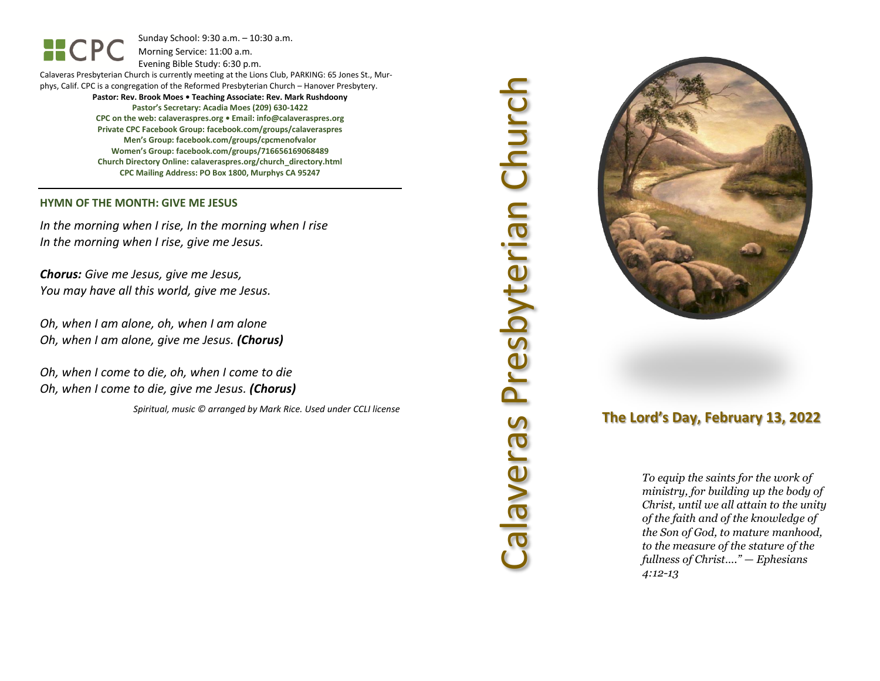CPC

Sunday School: 9:30 a.m. – 10:30 a.m.
Morning Service: 11:00 a.m.
Evening Bible Study: 6:30 p.m.

Calaveras Presbyterian Church is currently meeting at the Lions Club, PARKING: 65 Jones St., Murphys, Calif. CPC is a congregation of the Reformed Presbyterian Church – Hanover Presbytery.

**Pastor: Rev. Brook Moes • Teaching Associate: Rev. Mark Rushdoony**

**Pastor's Secretary: Acadia Moes (209) 630-1422**
**CPC on the web: calaveraspres.org • Email: info@calaveraspres.org**
**Private CPC Facebook Group: facebook.com/groups/calaveraspres**
**Men's Group: facebook.com/groups/cpcmenofvalor**
**Women's Group: facebook.com/groups/716656169068489**
**Church Directory Online: calaveraspres.org/church_directory.html**
**CPC Mailing Address: PO Box 1800, Murphys CA 95247**

---

## HYMN OF THE MONTH: GIVE ME JESUS

*In the morning when I rise, In the morning when I rise*
*In the morning when I rise, give me Jesus.*

***Chorus:*** *Give me Jesus, give me Jesus,*
*You may have all this world, give me Jesus.*

*Oh, when I am alone, oh, when I am alone*
*Oh, when I am alone, give me Jesus.* ***(Chorus)***

*Oh, when I come to die, oh, when I come to die*
*Oh, when I come to die, give me Jesus.* ***(Chorus)***

*Spiritual, music © arranged by Mark Rice. Used under CCLI license*

# Calaveras Presbyterian Church

## The Lord's Day, February 13, 2022

*To equip the saints for the work of ministry, for building up the body of Christ, until we all attain to the unity of the faith and of the knowledge of the Son of God, to mature manhood, to the measure of the stature of the fullness of Christ…." — Ephesians 4:12-13*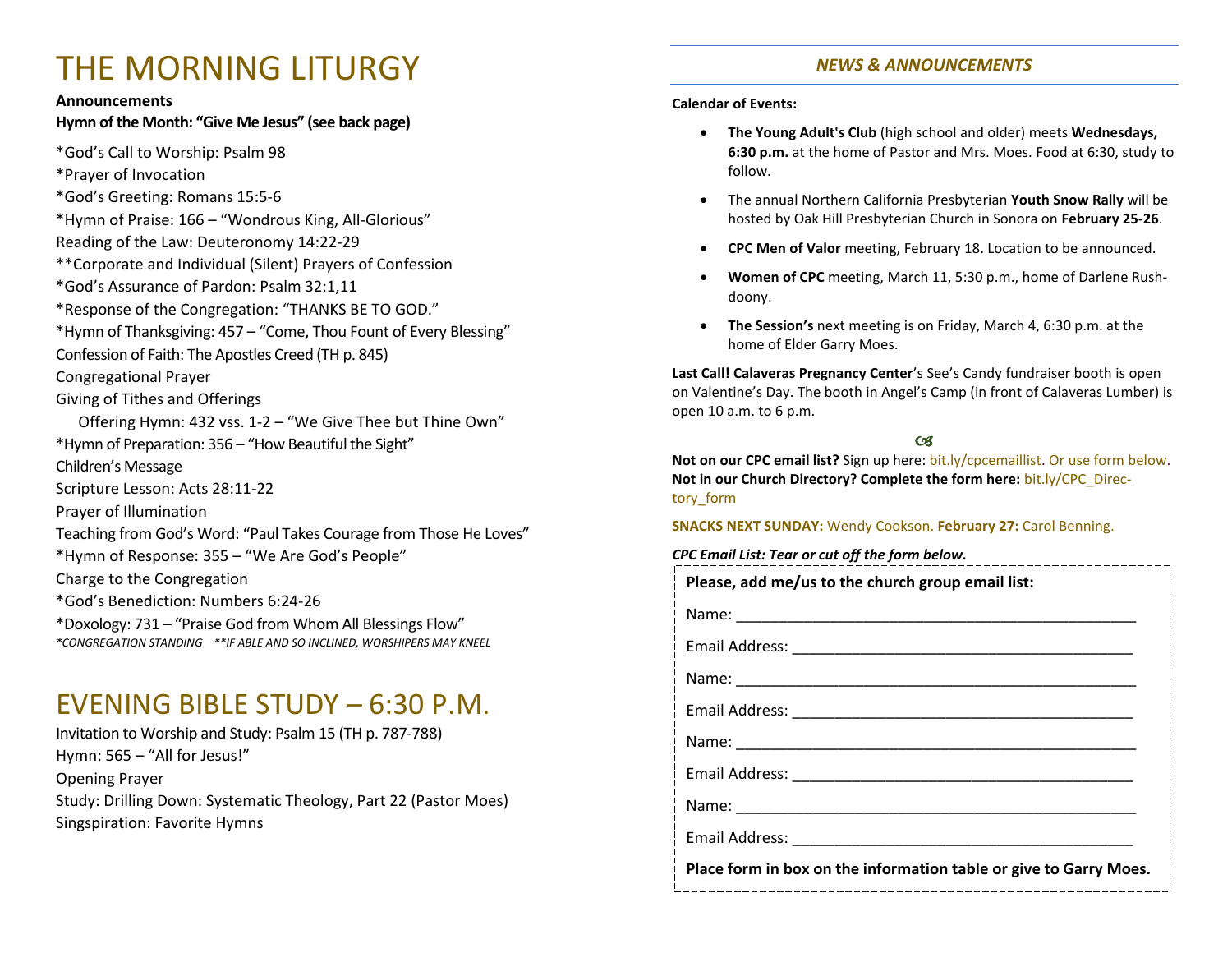# THE MORNING LITURGY

**Announcements**
**Hymn of the Month: "Give Me Jesus" (see back page)**

*God's Call to Worship: Psalm 98
*Prayer of Invocation
*God's Greeting: Romans 15:5-6
*Hymn of Praise: 166 – "Wondrous King, All-Glorious"
Reading of the Law: Deuteronomy 14:22-29
**Corporate and Individual (Silent) Prayers of Confession
*God's Assurance of Pardon: Psalm 32:1,11
*Response of the Congregation: "THANKS BE TO GOD."
*Hymn of Thanksgiving: 457 – "Come, Thou Fount of Every Blessing"
Confession of Faith: The Apostles Creed (TH p. 845)
Congregational Prayer
Giving of Tithes and Offerings
Offering Hymn: 432 vss. 1-2 – "We Give Thee but Thine Own"
*Hymn of Preparation: 356 – "How Beautiful the Sight"
Children's Message
Scripture Lesson: Acts 28:11-22
Prayer of Illumination
Teaching from God's Word: "Paul Takes Courage from Those He Loves"
*Hymn of Response: 355 – "We Are God's People"
Charge to the Congregation
*God's Benediction: Numbers 6:24-26
*Doxology: 731 – "Praise God from Whom All Blessings Flow"
*\*CONGREGATION STANDING \*\*IF ABLE AND SO INCLINED, WORSHIPERS MAY KNEEL*

# EVENING BIBLE STUDY – 6:30 P.M.

Invitation to Worship and Study: Psalm 15 (TH p. 787-788)
Hymn: 565 – "All for Jesus!"
Opening Prayer
Study: Drilling Down: Systematic Theology, Part 22 (Pastor Moes)
Singspiration: Favorite Hymns

## *NEWS & ANNOUNCEMENTS*

**Calendar of Events:**

- **The Young Adult's Club** (high school and older) meets **Wednesdays, 6:30 p.m.** at the home of Pastor and Mrs. Moes. Food at 6:30, study to follow.
- The annual Northern California Presbyterian **Youth Snow Rally** will be hosted by Oak Hill Presbyterian Church in Sonora on **February 25-26**.
- **CPC Men of Valor** meeting, February 18. Location to be announced.
- **Women of CPC** meeting, March 11, 5:30 p.m., home of Darlene Rushdoony.
- **The Session's** next meeting is on Friday, March 4, 6:30 p.m. at the home of Elder Garry Moes.

**Last Call! Calaveras Pregnancy Center**'s See's Candy fundraiser booth is open on Valentine's Day. The booth in Angel's Camp (in front of Calaveras Lumber) is open 10 a.m. to 6 p.m.

**Not on our CPC email list?** Sign up here: bit.ly/cpcemaillist. Or use form below.
**Not in our Church Directory? Complete the form here:** bit.ly/CPC_Directory_form

**SNACKS NEXT SUNDAY:** Wendy Cookson. **February 27:** Carol Benning.

***CPC Email List: Tear or cut off the form below.***

**Please, add me/us to the church group email list:**

Name: ______________________________________________

Email Address: ________________________________________

Name: ______________________________________________

Email Address: ________________________________________

Name: ______________________________________________

Email Address: ________________________________________

Name: ______________________________________________

Email Address: ________________________________________

**Place form in box on the information table or give to Garry Moes.**